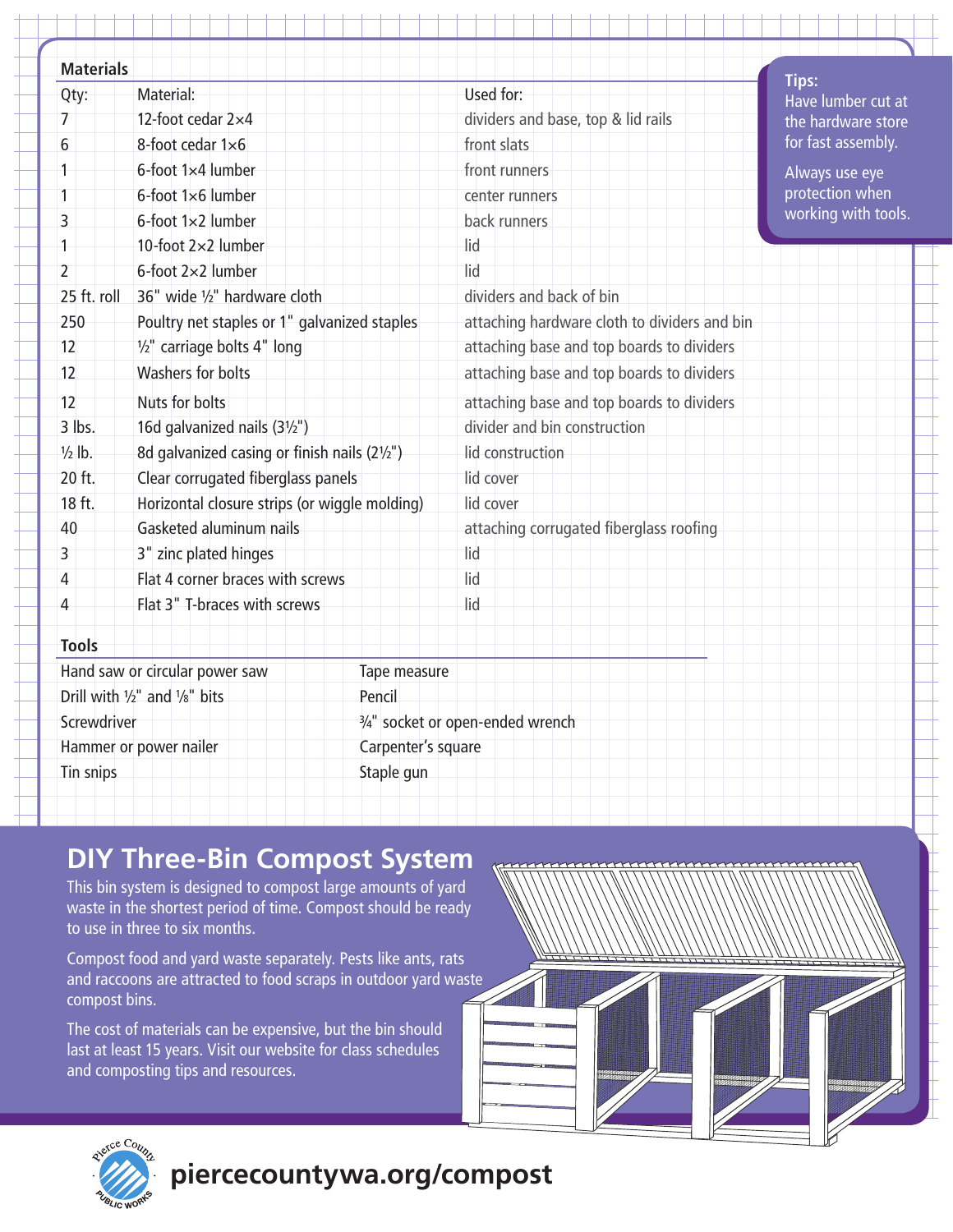## Materials

| Qty: | Material: | Used for: |
|---|---|---|
| 7 | 12-foot cedar 2×4 | dividers and base, top & lid rails |
| 6 | 8-foot cedar 1×6 | front slats |
| 1 | 6-foot 1×4 lumber | front runners |
| 1 | 6-foot 1×6 lumber | center runners |
| 3 | 6-foot 1×2 lumber | back runners |
| 1 | 10-foot 2×2 lumber | lid |
| 2 | 6-foot 2×2 lumber | lid |
| 25 ft. roll | 36" wide ½" hardware cloth | dividers and back of bin |
| 250 | Poultry net staples or 1" galvanized staples | attaching hardware cloth to dividers and bin |
| 12 | ½" carriage bolts 4" long | attaching base and top boards to dividers |
| 12 | Washers for bolts | attaching base and top boards to dividers |
| 12 | Nuts for bolts | attaching base and top boards to dividers |
| 3 lbs. | 16d galvanized nails (3½") | divider and bin construction |
| ½ lb. | 8d galvanized casing or finish nails (2½") | lid construction |
| 20 ft. | Clear corrugated fiberglass panels | lid cover |
| 18 ft. | Horizontal closure strips (or wiggle molding) | lid cover |
| 40 | Gasketed aluminum nails | attaching corrugated fiberglass roofing |
| 3 | 3" zinc plated hinges | lid |
| 4 | Flat 4 corner braces with screws | lid |
| 4 | Flat 3" T-braces with screws | lid |

**Tips:**

Have lumber cut at the hardware store for fast assembly.

Always use eye protection when working with tools.

## Tools

- Hand saw or circular power saw
- Drill with ½" and ⅛" bits
- Screwdriver
- Hammer or power nailer
- Tin snips
- Tape measure
- Pencil
- ¾" socket or open-ended wrench
- Carpenter's square
- Staple gun

# DIY Three-Bin Compost System

This bin system is designed to compost large amounts of yard waste in the shortest period of time. Compost should be ready to use in three to six months.

Compost food and yard waste separately. Pests like ants, rats and raccoons are attracted to food scraps in outdoor yard waste compost bins.

The cost of materials can be expensive, but the bin should last at least 15 years. Visit our website for class schedules and composting tips and resources.

Pierce County Public Works

**piercecountywa.org/compost**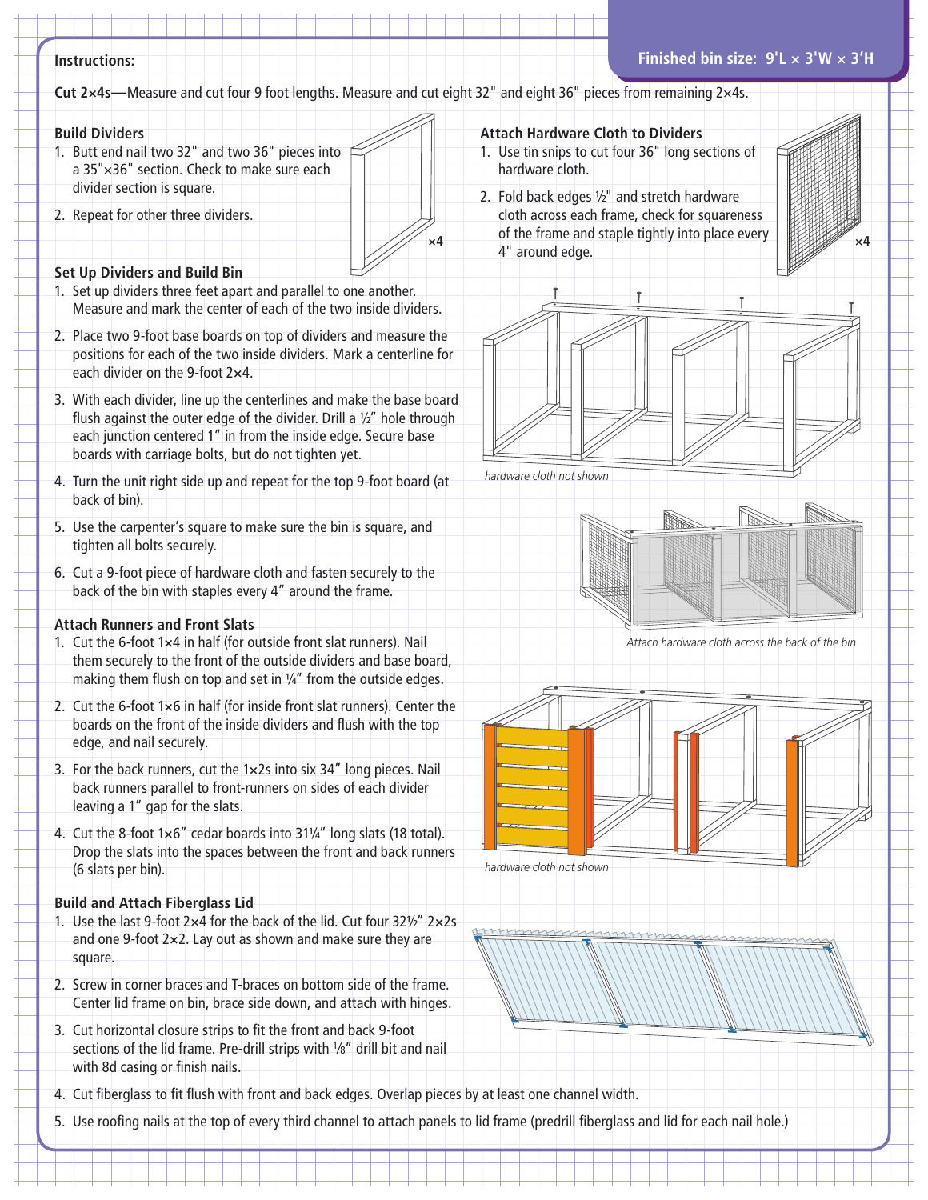**Instructions:**

**Finished bin size: 9'L × 3'W × 3'H**

**Cut 2×4s—**Measure and cut four 9 foot lengths. Measure and cut eight 32" and eight 36" pieces from remaining 2×4s.

### Build Dividers

1. Butt end nail two 32" and two 36" pieces into a 35"×36" section. Check to make sure each divider section is square.
2. Repeat for other three dividers.

×4

### Set Up Dividers and Build Bin

1. Set up dividers three feet apart and parallel to one another. Measure and mark the center of each of the two inside dividers.
2. Place two 9-foot base boards on top of dividers and measure the positions for each of the two inside dividers. Mark a centerline for each divider on the 9-foot 2×4.
3. With each divider, line up the centerlines and make the base board flush against the outer edge of the divider. Drill a ½" hole through each junction centered 1" in from the inside edge. Secure base boards with carriage bolts, but do not tighten yet.
4. Turn the unit right side up and repeat for the top 9-foot board (at back of bin).
5. Use the carpenter's square to make sure the bin is square, and tighten all bolts securely.
6. Cut a 9-foot piece of hardware cloth and fasten securely to the back of the bin with staples every 4" around the frame.

### Attach Runners and Front Slats

1. Cut the 6-foot 1×4 in half (for outside front slat runners). Nail them securely to the front of the outside dividers and base board, making them flush on top and set in ¼" from the outside edges.
2. Cut the 6-foot 1×6 in half (for inside front slat runners). Center the boards on the front of the inside dividers and flush with the top edge, and nail securely.
3. For the back runners, cut the 1×2s into six 34" long pieces. Nail back runners parallel to front-runners on sides of each divider leaving a 1" gap for the slats.
4. Cut the 8-foot 1×6" cedar boards into 31¼" long slats (18 total). Drop the slats into the spaces between the front and back runners (6 slats per bin).

### Build and Attach Fiberglass Lid

1. Use the last 9-foot 2×4 for the back of the lid. Cut four 32½" 2×2s and one 9-foot 2×2. Lay out as shown and make sure they are square.
2. Screw in corner braces and T-braces on bottom side of the frame. Center lid frame on bin, brace side down, and attach with hinges.
3. Cut horizontal closure strips to fit the front and back 9-foot sections of the lid frame. Pre-drill strips with ⅛" drill bit and nail with 8d casing or finish nails.
4. Cut fiberglass to fit flush with front and back edges. Overlap pieces by at least one channel width.
5. Use roofing nails at the top of every third channel to attach panels to lid frame (predrill fiberglass and lid for each nail hole.)

### Attach Hardware Cloth to Dividers

1. Use tin snips to cut four 36" long sections of hardware cloth.
2. Fold back edges ½" and stretch hardware cloth across each frame, check for squareness of the frame and staple tightly into place every 4" around edge.

×4

*hardware cloth not shown*

*Attach hardware cloth across the back of the bin*

*hardware cloth not shown*